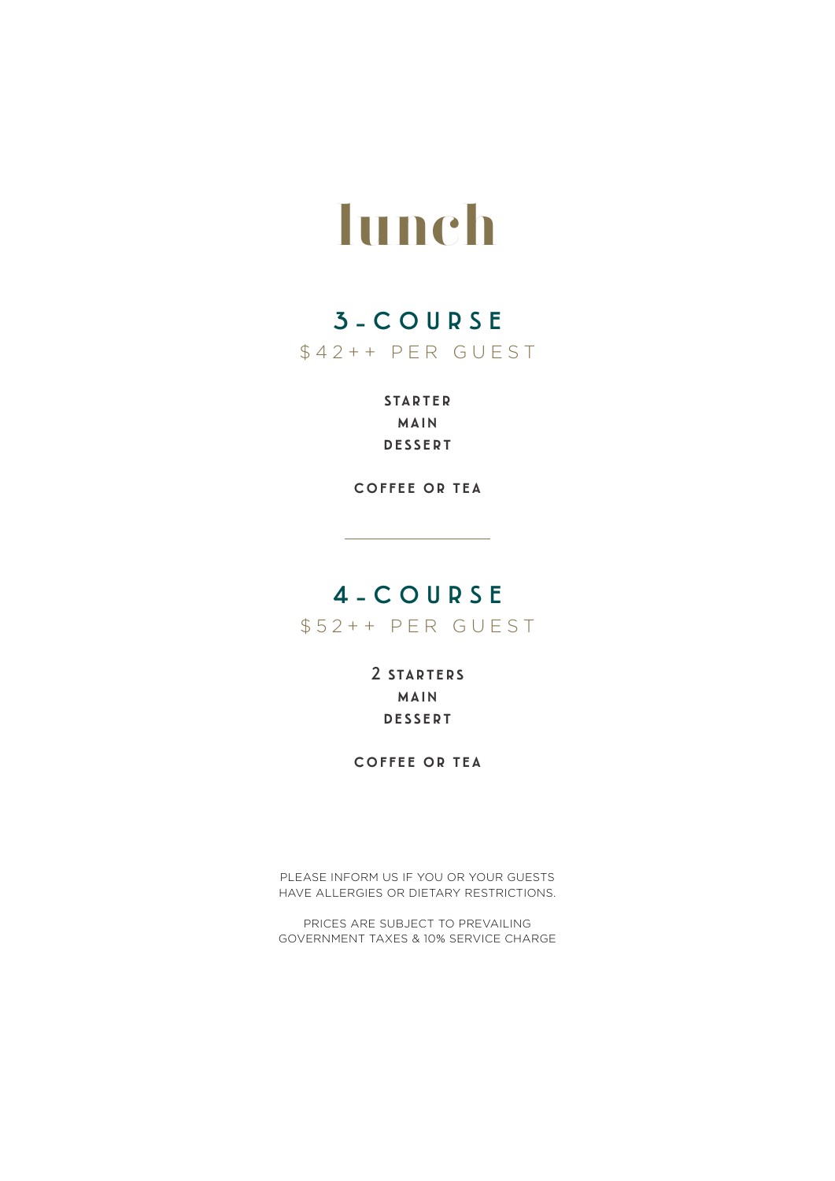# lunch

## 3-COURSE

$42++ PER GUEST

**STARTER**
**MAIN**
**DESSERT**

**COFFEE OR TEA**

---

## 4-COURSE

$52++ PER GUEST

**2 STARTERS**
**MAIN**
**DESSERT**

**COFFEE OR TEA**

PLEASE INFORM US IF YOU OR YOUR GUESTS HAVE ALLERGIES OR DIETARY RESTRICTIONS.

PRICES ARE SUBJECT TO PREVAILING GOVERNMENT TAXES & 10% SERVICE CHARGE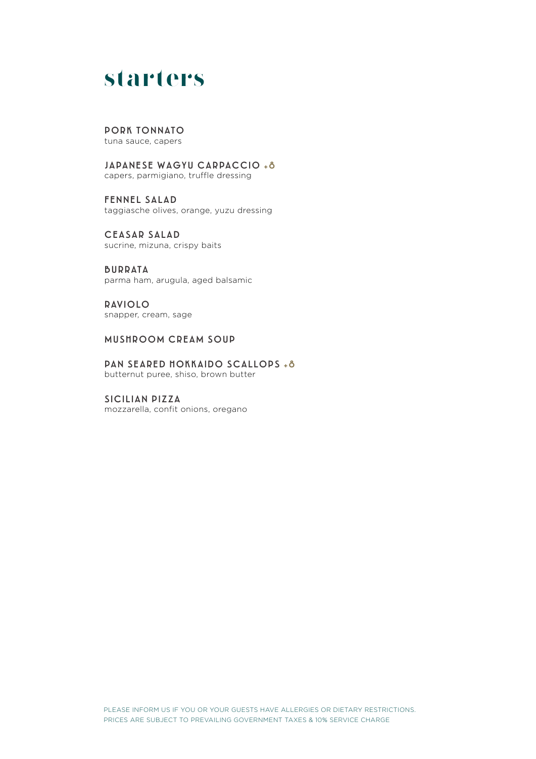# starters

**PORK TONNATO**
tuna sauce, capers

**JAPANESE WAGYU CARPACCIO** +8
capers, parmigiano, truffle dressing

**FENNEL SALAD**
taggiasche olives, orange, yuzu dressing

**CEASAR SALAD**
sucrine, mizuna, crispy baits

**BURRATA**
parma ham, arugula, aged balsamic

**RAVIOLO**
snapper, cream, sage

**MUSHROOM CREAM SOUP**

**PAN SEARED HOKKAIDO SCALLOPS** +8
butternut puree, shiso, brown butter

**SICILIAN PIZZA**
mozzarella, confit onions, oregano

PLEASE INFORM US IF YOU OR YOUR GUESTS HAVE ALLERGIES OR DIETARY RESTRICTIONS.
PRICES ARE SUBJECT TO PREVAILING GOVERNMENT TAXES & 10% SERVICE CHARGE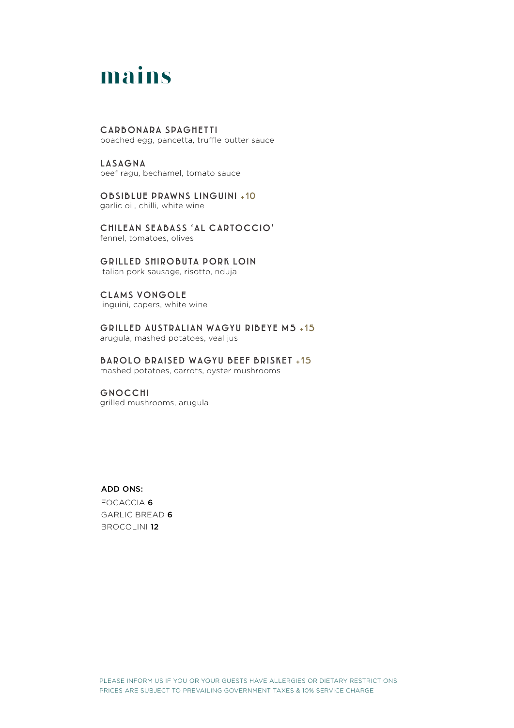# mains

**CARBONARA SPAGHETTI**
poached egg, pancetta, truffle butter sauce

**LASAGNA**
beef ragu, bechamel, tomato sauce

**OBSIBLUE PRAWNS LINGUINI** +10
garlic oil, chilli, white wine

**CHILEAN SEABASS 'AL CARTOCCIO'**
fennel, tomatoes, olives

**GRILLED SHIROBUTA PORK LOIN**
italian pork sausage, risotto, nduja

**CLAMS VONGOLE**
linguini, capers, white wine

**GRILLED AUSTRALIAN WAGYU RIBEYE M5** +15
arugula, mashed potatoes, veal jus

**BAROLO BRAISED WAGYU BEEF BRISKET** +15
mashed potatoes, carrots, oyster mushrooms

**GNOCCHI**
grilled mushrooms, arugula

**ADD ONS:**

FOCACCIA **6**
GARLIC BREAD **6**
BROCOLINI **12**

PLEASE INFORM US IF YOU OR YOUR GUESTS HAVE ALLERGIES OR DIETARY RESTRICTIONS.
PRICES ARE SUBJECT TO PREVAILING GOVERNMENT TAXES & 10% SERVICE CHARGE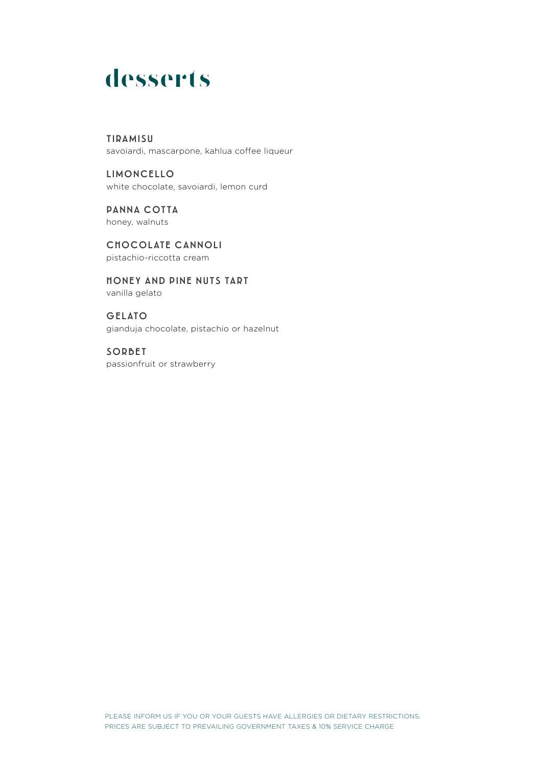# desserts

**TIRAMISU**
savoiardi, mascarpone, kahlua coffee liqueur

**LIMONCELLO**
white chocolate, savoiardi, lemon curd

**PANNA COTTA**
honey, walnuts

**CHOCOLATE CANNOLI**
pistachio-riccotta cream

**HONEY AND PINE NUTS TART**
vanilla gelato

**GELATO**
gianduja chocolate, pistachio or hazelnut

**SORBET**
passionfruit or strawberry

PLEASE INFORM US IF YOU OR YOUR GUESTS HAVE ALLERGIES OR DIETARY RESTRICTIONS.
PRICES ARE SUBJECT TO PREVAILING GOVERNMENT TAXES & 10% SERVICE CHARGE